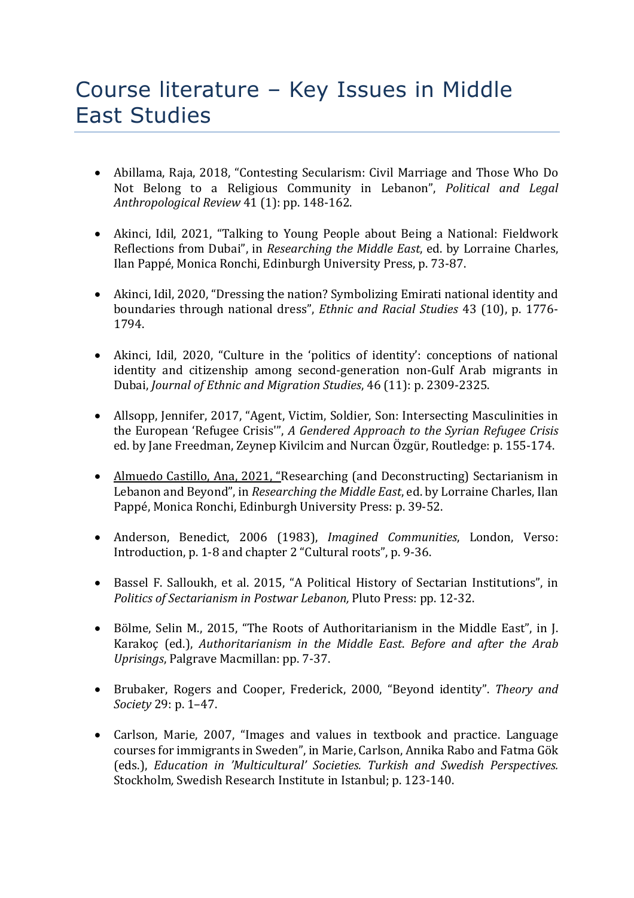# Course literature – Key Issues in Middle East Studies

- Abillama, Raja, 2018, "Contesting Secularism: Civil Marriage and Those Who Do Not Belong to a Religious Community in Lebanon", *Political and Legal Anthropological Review* 41 (1): pp. 148-162.

- Akinci, Idil, 2021, "Talking to Young People about Being a National: Fieldwork Reflections from Dubai", in *Researching the Middle East*, ed. by Lorraine Charles, Ilan Pappé, Monica Ronchi, Edinburgh University Press, p. 73-87.

- Akinci, Idil, 2020, "Dressing the nation? Symbolizing Emirati national identity and boundaries through national dress", *Ethnic and Racial Studies* 43 (10), p. 1776-1794.

- Akinci, Idil, 2020, "Culture in the 'politics of identity': conceptions of national identity and citizenship among second-generation non-Gulf Arab migrants in Dubai, *Journal of Ethnic and Migration Studies*, 46 (11): p. 2309-2325.

- Allsopp, Jennifer, 2017, "Agent, Victim, Soldier, Son: Intersecting Masculinities in the European 'Refugee Crisis'", *A Gendered Approach to the Syrian Refugee Crisis* ed. by Jane Freedman, Zeynep Kivilcim and Nurcan Özgür, Routledge: p. 155-174.

- Almuedo Castillo, Ana, 2021, "Researching (and Deconstructing) Sectarianism in Lebanon and Beyond", in *Researching the Middle East*, ed. by Lorraine Charles, Ilan Pappé, Monica Ronchi, Edinburgh University Press: p. 39-52.

- Anderson, Benedict, 2006 (1983), *Imagined Communities*, London, Verso: Introduction, p. 1-8 and chapter 2 "Cultural roots", p. 9-36.

- Bassel F. Salloukh, et al. 2015, "A Political History of Sectarian Institutions", in *Politics of Sectarianism in Postwar Lebanon,* Pluto Press: pp. 12-32.

- Bölme, Selin M., 2015, "The Roots of Authoritarianism in the Middle East", in J. Karakoç (ed.), *Authoritarianism in the Middle East. Before and after the Arab Uprisings*, Palgrave Macmillan: pp. 7-37.

- Brubaker, Rogers and Cooper, Frederick, 2000, "Beyond identity". *Theory and Society* 29: p. 1–47.

- Carlson, Marie, 2007, "Images and values in textbook and practice. Language courses for immigrants in Sweden", in Marie, Carlson, Annika Rabo and Fatma Gök (eds.), *Education in 'Multicultural' Societies. Turkish and Swedish Perspectives.* Stockholm*,* Swedish Research Institute in Istanbul; p. 123-140.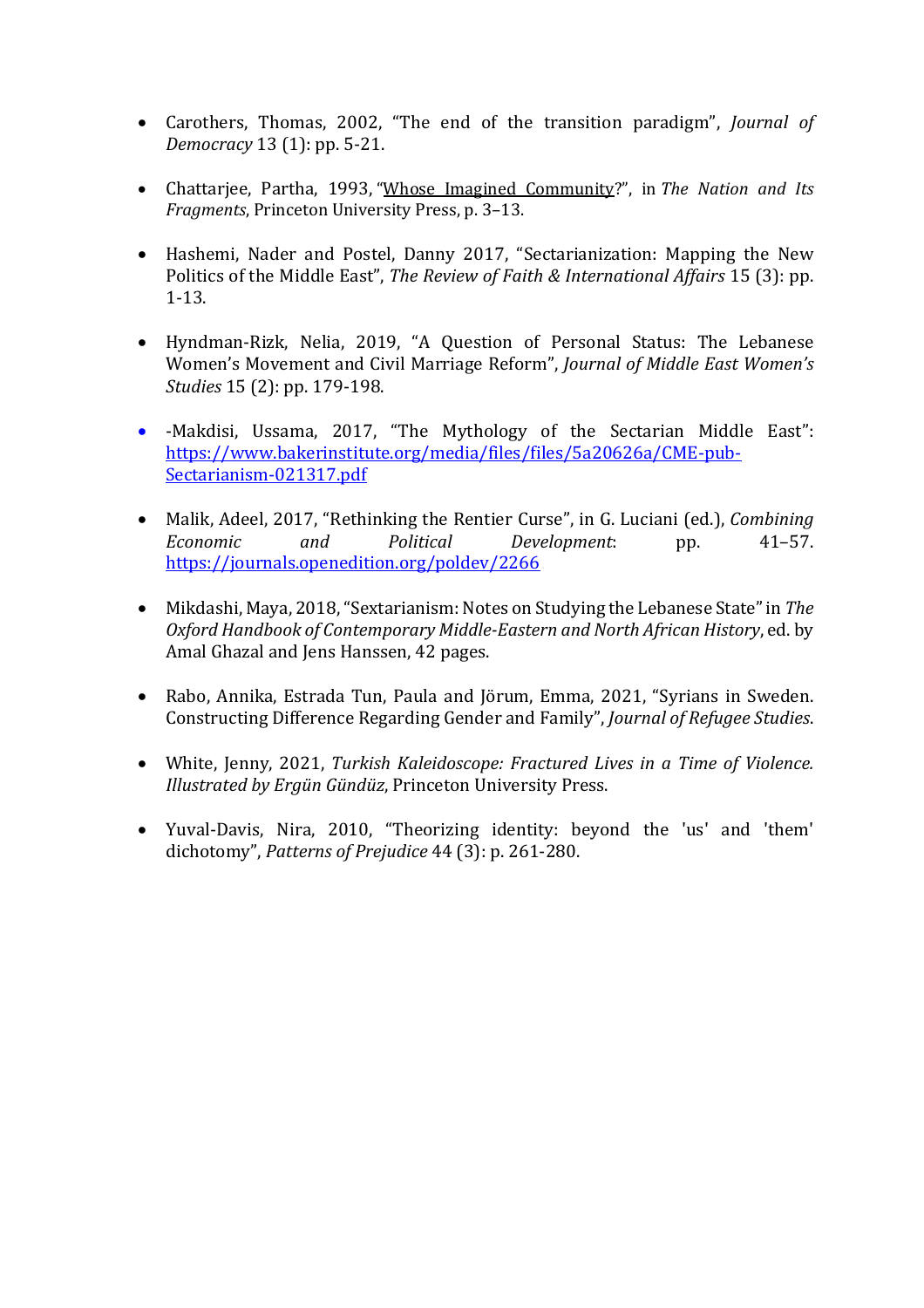- Carothers, Thomas, 2002, "The end of the transition paradigm", *Journal of Democracy* 13 (1): pp. 5-21.

- Chattarjee, Partha, 1993, "Whose Imagined Community?", in *The Nation and Its Fragments*, Princeton University Press, p. 3–13.

- Hashemi, Nader and Postel, Danny 2017, "Sectarianization: Mapping the New Politics of the Middle East", *The Review of Faith & International Affairs* 15 (3): pp. 1-13.

- Hyndman-Rizk, Nelia, 2019, "A Question of Personal Status: The Lebanese Women's Movement and Civil Marriage Reform", *Journal of Middle East Women's Studies* 15 (2): pp. 179-198.

- -Makdisi, Ussama, 2017, "The Mythology of the Sectarian Middle East": https://www.bakerinstitute.org/media/files/files/5a20626a/CME-pub-Sectarianism-021317.pdf

- Malik, Adeel, 2017, "Rethinking the Rentier Curse", in G. Luciani (ed.), *Combining Economic and Political Development*: pp. 41–57. https://journals.openedition.org/poldev/2266

- Mikdashi, Maya, 2018, "Sextarianism: Notes on Studying the Lebanese State" in *The Oxford Handbook of Contemporary Middle-Eastern and North African History*, ed. by Amal Ghazal and Jens Hanssen, 42 pages.

- Rabo, Annika, Estrada Tun, Paula and Jörum, Emma, 2021, "Syrians in Sweden. Constructing Difference Regarding Gender and Family", *Journal of Refugee Studies*.

- White, Jenny, 2021, *Turkish Kaleidoscope: Fractured Lives in a Time of Violence. Illustrated by Ergün Gündüz*, Princeton University Press.

- Yuval-Davis, Nira, 2010, "Theorizing identity: beyond the 'us' and 'them' dichotomy", *Patterns of Prejudice* 44 (3): p. 261-280.